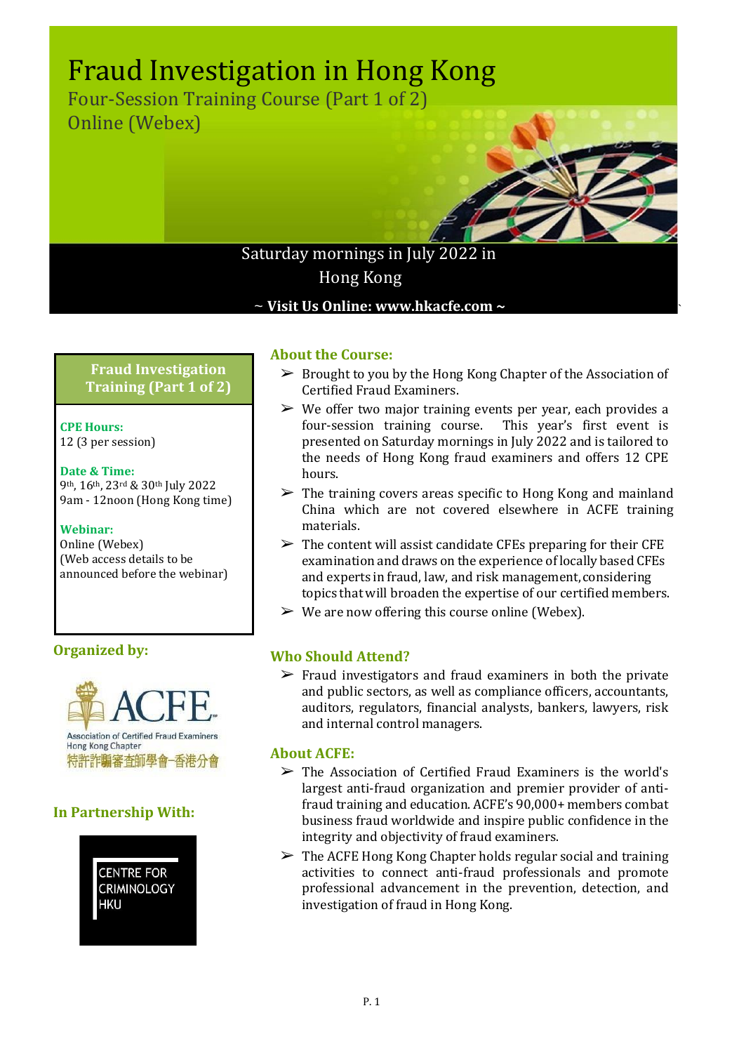# Fraud Investigation in Hong Kong

## Four-Session Training Course (Part 1 of 2)

## Online (Webex)

Saturday mornings in July 2022 in Hong Kong

**~ Visit Us Online: www.hkacfe.com ~**

**Fraud Investigation Training (Part 1 of 2)**

**CPE Hours:**
12 (3 per session)

**Date & Time:**
9th, 16th, 23rd & 30th July 2022
9am - 12noon (Hong Kong time)

**Webinar:**
Online (Webex)
(Web access details to be announced before the webinar)

### Organized by:

ACFE
Association of Certified Fraud Examiners
Hong Kong Chapter
特許詐騙審查師學會-香港分會

### In Partnership With:

CENTRE FOR CRIMINOLOGY HKU

### About the Course:

- Brought to you by the Hong Kong Chapter of the Association of Certified Fraud Examiners.
- We offer two major training events per year, each provides a four-session training course. This year's first event is presented on Saturday mornings in July 2022 and is tailored to the needs of Hong Kong fraud examiners and offers 12 CPE hours.
- The training covers areas specific to Hong Kong and mainland China which are not covered elsewhere in ACFE training materials.
- The content will assist candidate CFEs preparing for their CFE examination and draws on the experience of locally based CFEs and experts in fraud, law, and risk management, considering topics that will broaden the expertise of our certified members.
- We are now offering this course online (Webex).

### Who Should Attend?

- Fraud investigators and fraud examiners in both the private and public sectors, as well as compliance officers, accountants, auditors, regulators, financial analysts, bankers, lawyers, risk and internal control managers.

### About ACFE:

- The Association of Certified Fraud Examiners is the world's largest anti-fraud organization and premier provider of anti-fraud training and education. ACFE's 90,000+ members combat business fraud worldwide and inspire public confidence in the integrity and objectivity of fraud examiners.
- The ACFE Hong Kong Chapter holds regular social and training activities to connect anti-fraud professionals and promote professional advancement in the prevention, detection, and investigation of fraud in Hong Kong.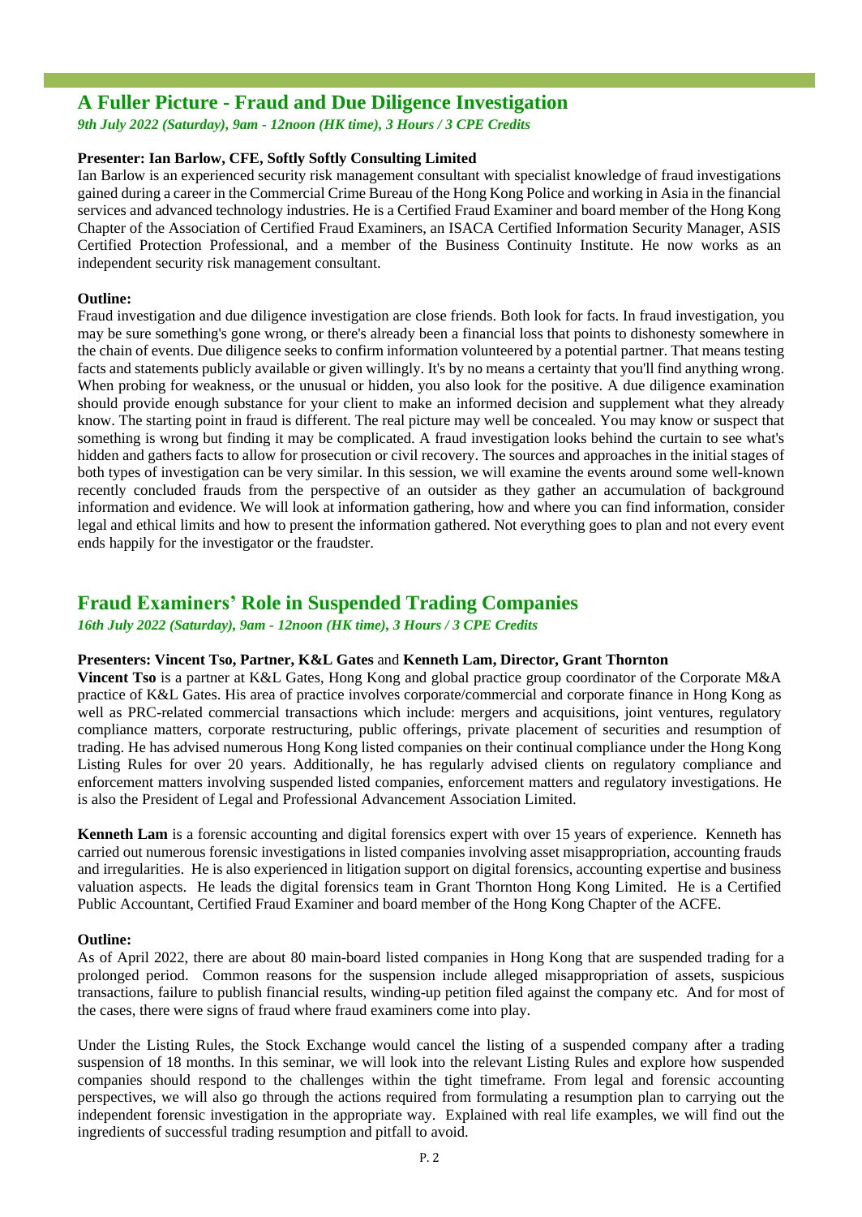## A Fuller Picture - Fraud and Due Diligence Investigation

*9th July 2022 (Saturday), 9am - 12noon (HK time), 3 Hours / 3 CPE Credits*

**Presenter: Ian Barlow, CFE, Softly Softly Consulting Limited**

Ian Barlow is an experienced security risk management consultant with specialist knowledge of fraud investigations gained during a career in the Commercial Crime Bureau of the Hong Kong Police and working in Asia in the financial services and advanced technology industries. He is a Certified Fraud Examiner and board member of the Hong Kong Chapter of the Association of Certified Fraud Examiners, an ISACA Certified Information Security Manager, ASIS Certified Protection Professional, and a member of the Business Continuity Institute. He now works as an independent security risk management consultant.

**Outline:**

Fraud investigation and due diligence investigation are close friends. Both look for facts. In fraud investigation, you may be sure something's gone wrong, or there's already been a financial loss that points to dishonesty somewhere in the chain of events. Due diligence seeks to confirm information volunteered by a potential partner. That means testing facts and statements publicly available or given willingly. It's by no means a certainty that you'll find anything wrong. When probing for weakness, or the unusual or hidden, you also look for the positive. A due diligence examination should provide enough substance for your client to make an informed decision and supplement what they already know. The starting point in fraud is different. The real picture may well be concealed. You may know or suspect that something is wrong but finding it may be complicated. A fraud investigation looks behind the curtain to see what's hidden and gathers facts to allow for prosecution or civil recovery. The sources and approaches in the initial stages of both types of investigation can be very similar. In this session, we will examine the events around some well-known recently concluded frauds from the perspective of an outsider as they gather an accumulation of background information and evidence. We will look at information gathering, how and where you can find information, consider legal and ethical limits and how to present the information gathered. Not everything goes to plan and not every event ends happily for the investigator or the fraudster.

## Fraud Examiners' Role in Suspended Trading Companies

*16th July 2022 (Saturday), 9am - 12noon (HK time), 3 Hours / 3 CPE Credits*

**Presenters: Vincent Tso, Partner, K&L Gates** and **Kenneth Lam, Director, Grant Thornton**

**Vincent Tso** is a partner at K&L Gates, Hong Kong and global practice group coordinator of the Corporate M&A practice of K&L Gates. His area of practice involves corporate/commercial and corporate finance in Hong Kong as well as PRC-related commercial transactions which include: mergers and acquisitions, joint ventures, regulatory compliance matters, corporate restructuring, public offerings, private placement of securities and resumption of trading. He has advised numerous Hong Kong listed companies on their continual compliance under the Hong Kong Listing Rules for over 20 years. Additionally, he has regularly advised clients on regulatory compliance and enforcement matters involving suspended listed companies, enforcement matters and regulatory investigations. He is also the President of Legal and Professional Advancement Association Limited.

**Kenneth Lam** is a forensic accounting and digital forensics expert with over 15 years of experience. Kenneth has carried out numerous forensic investigations in listed companies involving asset misappropriation, accounting frauds and irregularities. He is also experienced in litigation support on digital forensics, accounting expertise and business valuation aspects. He leads the digital forensics team in Grant Thornton Hong Kong Limited. He is a Certified Public Accountant, Certified Fraud Examiner and board member of the Hong Kong Chapter of the ACFE.

**Outline:**

As of April 2022, there are about 80 main-board listed companies in Hong Kong that are suspended trading for a prolonged period. Common reasons for the suspension include alleged misappropriation of assets, suspicious transactions, failure to publish financial results, winding-up petition filed against the company etc. And for most of the cases, there were signs of fraud where fraud examiners come into play.

Under the Listing Rules, the Stock Exchange would cancel the listing of a suspended company after a trading suspension of 18 months. In this seminar, we will look into the relevant Listing Rules and explore how suspended companies should respond to the challenges within the tight timeframe. From legal and forensic accounting perspectives, we will also go through the actions required from formulating a resumption plan to carrying out the independent forensic investigation in the appropriate way. Explained with real life examples, we will find out the ingredients of successful trading resumption and pitfall to avoid.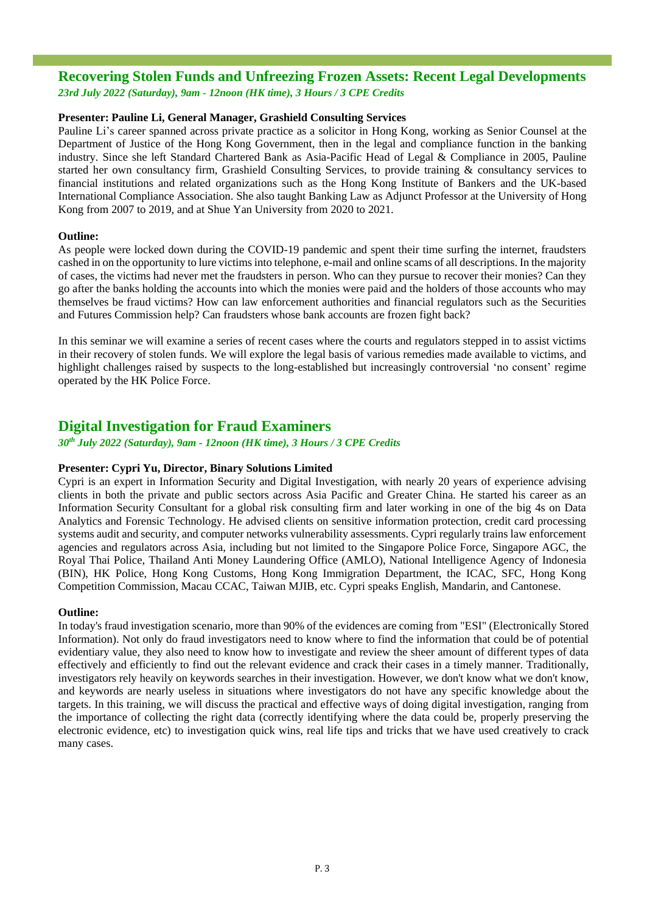## Recovering Stolen Funds and Unfreezing Frozen Assets: Recent Legal Developments

***23rd July 2022 (Saturday), 9am - 12noon (HK time), 3 Hours / 3 CPE Credits***

**Presenter: Pauline Li, General Manager, Grashield Consulting Services**

Pauline Li's career spanned across private practice as a solicitor in Hong Kong, working as Senior Counsel at the Department of Justice of the Hong Kong Government, then in the legal and compliance function in the banking industry. Since she left Standard Chartered Bank as Asia-Pacific Head of Legal & Compliance in 2005, Pauline started her own consultancy firm, Grashield Consulting Services, to provide training & consultancy services to financial institutions and related organizations such as the Hong Kong Institute of Bankers and the UK-based International Compliance Association. She also taught Banking Law as Adjunct Professor at the University of Hong Kong from 2007 to 2019, and at Shue Yan University from 2020 to 2021.

**Outline:**

As people were locked down during the COVID-19 pandemic and spent their time surfing the internet, fraudsters cashed in on the opportunity to lure victims into telephone, e-mail and online scams of all descriptions. In the majority of cases, the victims had never met the fraudsters in person. Who can they pursue to recover their monies? Can they go after the banks holding the accounts into which the monies were paid and the holders of those accounts who may themselves be fraud victims? How can law enforcement authorities and financial regulators such as the Securities and Futures Commission help? Can fraudsters whose bank accounts are frozen fight back?

In this seminar we will examine a series of recent cases where the courts and regulators stepped in to assist victims in their recovery of stolen funds. We will explore the legal basis of various remedies made available to victims, and highlight challenges raised by suspects to the long-established but increasingly controversial 'no consent' regime operated by the HK Police Force.

## Digital Investigation for Fraud Examiners

***30th July 2022 (Saturday), 9am - 12noon (HK time), 3 Hours / 3 CPE Credits***

**Presenter: Cypri Yu, Director, Binary Solutions Limited**

Cypri is an expert in Information Security and Digital Investigation, with nearly 20 years of experience advising clients in both the private and public sectors across Asia Pacific and Greater China. He started his career as an Information Security Consultant for a global risk consulting firm and later working in one of the big 4s on Data Analytics and Forensic Technology. He advised clients on sensitive information protection, credit card processing systems audit and security, and computer networks vulnerability assessments. Cypri regularly trains law enforcement agencies and regulators across Asia, including but not limited to the Singapore Police Force, Singapore AGC, the Royal Thai Police, Thailand Anti Money Laundering Office (AMLO), National Intelligence Agency of Indonesia (BIN), HK Police, Hong Kong Customs, Hong Kong Immigration Department, the ICAC, SFC, Hong Kong Competition Commission, Macau CCAC, Taiwan MJIB, etc. Cypri speaks English, Mandarin, and Cantonese.

**Outline:**

In today's fraud investigation scenario, more than 90% of the evidences are coming from "ESI" (Electronically Stored Information). Not only do fraud investigators need to know where to find the information that could be of potential evidentiary value, they also need to know how to investigate and review the sheer amount of different types of data effectively and efficiently to find out the relevant evidence and crack their cases in a timely manner. Traditionally, investigators rely heavily on keywords searches in their investigation. However, we don't know what we don't know, and keywords are nearly useless in situations where investigators do not have any specific knowledge about the targets. In this training, we will discuss the practical and effective ways of doing digital investigation, ranging from the importance of collecting the right data (correctly identifying where the data could be, properly preserving the electronic evidence, etc) to investigation quick wins, real life tips and tricks that we have used creatively to crack many cases.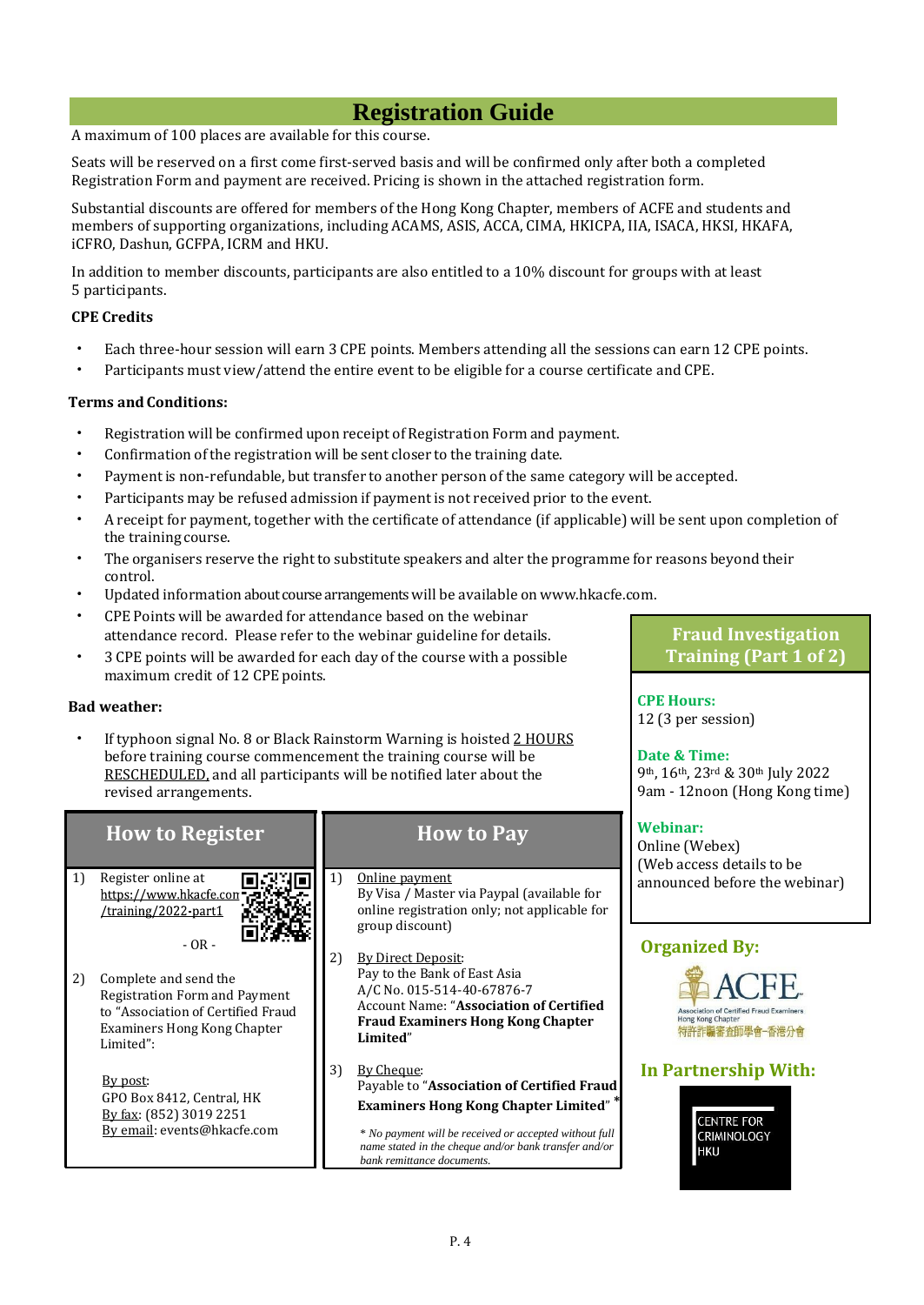# Registration Guide

A maximum of 100 places are available for this course.

Seats will be reserved on a first come first-served basis and will be confirmed only after both a completed Registration Form and payment are received. Pricing is shown in the attached registration form.

Substantial discounts are offered for members of the Hong Kong Chapter, members of ACFE and students and members of supporting organizations, including ACAMS, ASIS, ACCA, CIMA, HKICPA, IIA, ISACA, HKSI, HKAFA, iCFRO, Dashun, GCFPA, ICRM and HKU.

In addition to member discounts, participants are also entitled to a 10% discount for groups with at least 5 participants.

**CPE Credits**

- Each three-hour session will earn 3 CPE points. Members attending all the sessions can earn 12 CPE points.
- Participants must view/attend the entire event to be eligible for a course certificate and CPE.

**Terms and Conditions:**

- Registration will be confirmed upon receipt of Registration Form and payment.
- Confirmation of the registration will be sent closer to the training date.
- Payment is non-refundable, but transfer to another person of the same category will be accepted.
- Participants may be refused admission if payment is not received prior to the event.
- A receipt for payment, together with the certificate of attendance (if applicable) will be sent upon completion of the training course.
- The organisers reserve the right to substitute speakers and alter the programme for reasons beyond their control.
- Updated information about course arrangements will be available on www.hkacfe.com.
- CPE Points will be awarded for attendance based on the webinar attendance record. Please refer to the webinar guideline for details.
- 3 CPE points will be awarded for each day of the course with a possible maximum credit of 12 CPE points.

**Bad weather:**

- If typhoon signal No. 8 or Black Rainstorm Warning is hoisted 2 HOURS before training course commencement the training course will be RESCHEDULED, and all participants will be notified later about the revised arrangements.

## How to Register

1) Register online at https://www.hkacfe.com/training/2022-part1

- OR -

2) Complete and send the Registration Form and Payment to "Association of Certified Fraud Examiners Hong Kong Chapter Limited":

By post: GPO Box 8412, Central, HK
By fax: (852) 3019 2251
By email: events@hkacfe.com

## How to Pay

1) Online payment
By Visa / Master via Paypal (available for online registration only; not applicable for group discount)

2) By Direct Deposit:
Pay to the Bank of East Asia
A/C No. 015-514-40-67876-7
Account Name: "**Association of Certified Fraud Examiners Hong Kong Chapter Limited**"

3) By Cheque:
Payable to "**Association of Certified Fraud Examiners Hong Kong Chapter Limited**" *

*\* No payment will be received or accepted without full name stated in the cheque and/or bank transfer and/or bank remittance documents.*

## Fraud Investigation Training (Part 1 of 2)

**CPE Hours:**
12 (3 per session)

**Date & Time:**
9th, 16th, 23rd & 30th July 2022
9am - 12noon (Hong Kong time)

**Webinar:**
Online (Webex)
(Web access details to be announced before the webinar)

## Organized By:

ACFE
Association of Certified Fraud Examiners Hong Kong Chapter
特許詐騙審查師學會-香港分會

## In Partnership With:

CENTRE FOR CRIMINOLOGY HKU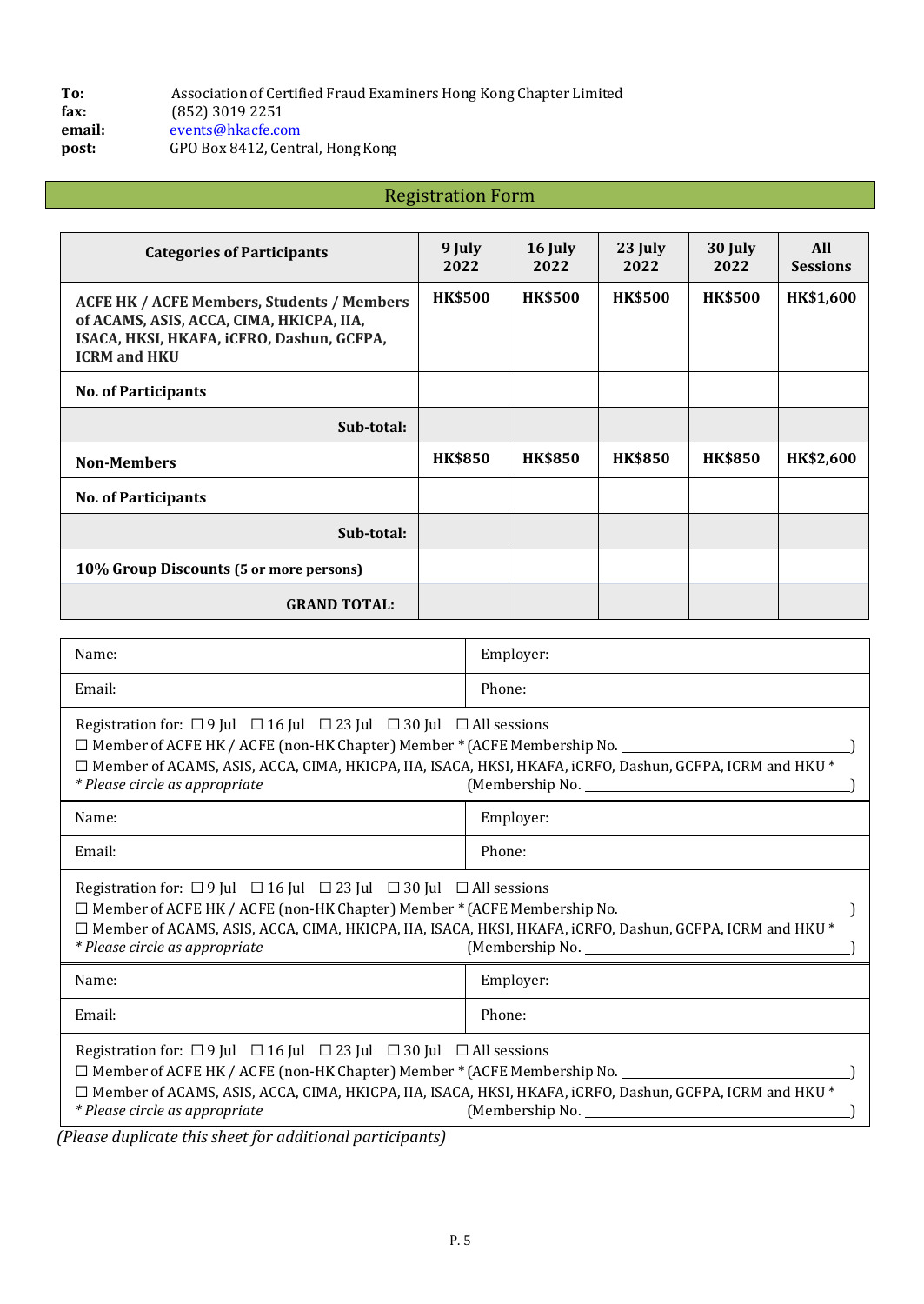| | |
|---|---|
| **To:** | Association of Certified Fraud Examiners Hong Kong Chapter Limited |
| **fax:** | (852) 3019 2251 |
| **email:** | events@hkacfe.com |
| **post:** | GPO Box 8412, Central, Hong Kong |

## Registration Form

| Categories of Participants | 9 July 2022 | 16 July 2022 | 23 July 2022 | 30 July 2022 | All Sessions |
|---|---|---|---|---|---|
| **ACFE HK / ACFE Members, Students / Members of ACAMS, ASIS, ACCA, CIMA, HKICPA, IIA, ISACA, HKSI, HKAFA, iCFRO, Dashun, GCFPA, ICRM and HKU** | **HK$500** | **HK$500** | **HK$500** | **HK$500** | **HK$1,600** |
| **No. of Participants** | | | | | |
| **Sub-total:** | | | | | |
| **Non-Members** | **HK$850** | **HK$850** | **HK$850** | **HK$850** | **HK$2,600** |
| **No. of Participants** | | | | | |
| **Sub-total:** | | | | | |
| **10% Group Discounts (5 or more persons)** | | | | | |
| **GRAND TOTAL:** | | | | | |

| | |
|---|---|
| Name: | Employer: |
| Email: | Phone: |

Registration for: ☐ 9 Jul ☐ 16 Jul ☐ 23 Jul ☐ 30 Jul ☐ All sessions
☐ Member of ACFE HK / ACFE (non-HK Chapter) Member * (ACFE Membership No. ____________________)
☐ Member of ACAMS, ASIS, ACCA, CIMA, HKICPA, IIA, ISACA, HKSI, HKAFA, iCFRO, Dashun, GCFPA, ICRM and HKU *
*\* Please circle as appropriate* (Membership No. ____________________)

| | |
|---|---|
| Name: | Employer: |
| Email: | Phone: |

Registration for: ☐ 9 Jul ☐ 16 Jul ☐ 23 Jul ☐ 30 Jul ☐ All sessions
☐ Member of ACFE HK / ACFE (non-HK Chapter) Member * (ACFE Membership No. ____________________)
☐ Member of ACAMS, ASIS, ACCA, CIMA, HKICPA, IIA, ISACA, HKSI, HKAFA, iCFRO, Dashun, GCFPA, ICRM and HKU *
*\* Please circle as appropriate* (Membership No. ____________________)

| | |
|---|---|
| Name: | Employer: |
| Email: | Phone: |

Registration for: ☐ 9 Jul ☐ 16 Jul ☐ 23 Jul ☐ 30 Jul ☐ All sessions
☐ Member of ACFE HK / ACFE (non-HK Chapter) Member * (ACFE Membership No. ____________________)
☐ Member of ACAMS, ASIS, ACCA, CIMA, HKICPA, IIA, ISACA, HKSI, HKAFA, iCFRO, Dashun, GCFPA, ICRM and HKU *
*\* Please circle as appropriate* (Membership No. ____________________)

*(Please duplicate this sheet for additional participants)*